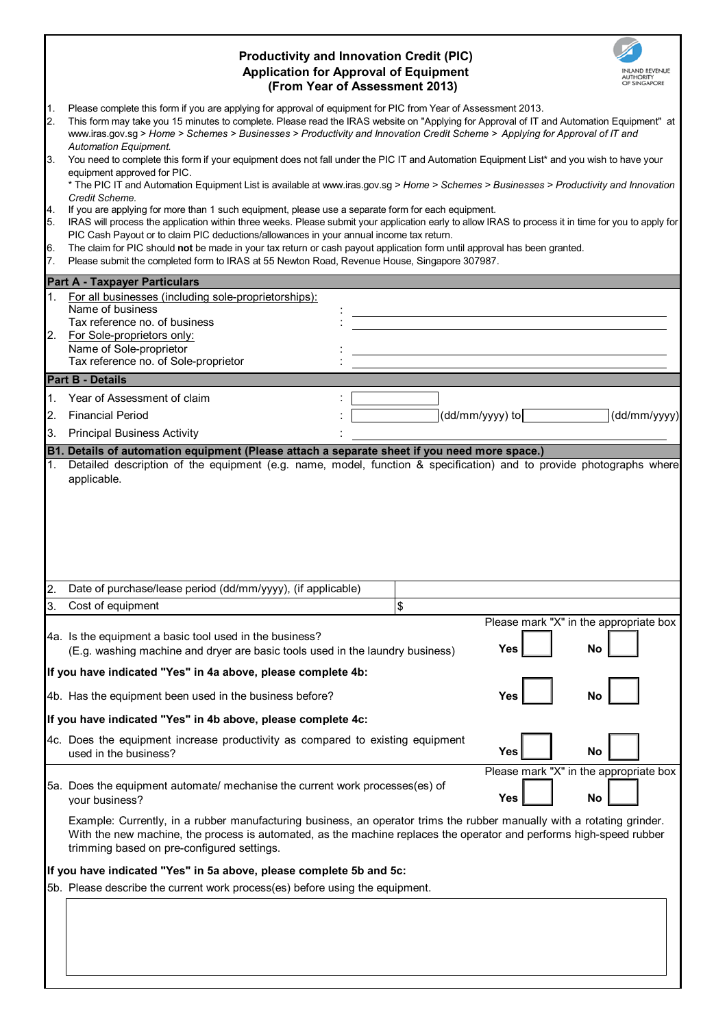# Productivity and Innovation Credit (PIC)
# Application for Approval of Equipment
# (From Year of Assessment 2013)

INLAND REVENUE AUTHORITY OF SINGAPORE

1. Please complete this form if you are applying for approval of equipment for PIC from Year of Assessment 2013.
2. This form may take you 15 minutes to complete. Please read the IRAS website on "Applying for Approval of IT and Automation Equipment" at www.iras.gov.sg > *Home > Schemes > Businesses > Productivity and Innovation Credit Scheme > Applying for Approval of IT and Automation Equipment.*
3. You need to complete this form if your equipment does not fall under the PIC IT and Automation Equipment List* and you wish to have your equipment approved for PIC.
   * The PIC IT and Automation Equipment List is available at www.iras.gov.sg > *Home > Schemes > Businesses > Productivity and Innovation Credit Scheme.*
4. If you are applying for more than 1 such equipment, please use a separate form for each equipment.
5. IRAS will process the application within three weeks. Please submit your application early to allow IRAS to process it in time for you to apply for PIC Cash Payout or to claim PIC deductions/allowances in your annual income tax return.
6. The claim for PIC should **not** be made in your tax return or cash payout application form until approval has been granted.
7. Please submit the completed form to IRAS at 55 Newton Road, Revenue House, Singapore 307987.

## Part A - Taxpayer Particulars

1. For all businesses (including sole-proprietorships):
   - Name of business : ______________________
   - Tax reference no. of business : ______________________
2. For Sole-proprietors only:
   - Name of Sole-proprietor : ______________________
   - Tax reference no. of Sole-proprietor : ______________________

## Part B - Details

1. Year of Assessment of claim : ______
2. Financial Period : ______ (dd/mm/yyyy) to ______ (dd/mm/yyyy)
3. Principal Business Activity : ______________________

### B1. Details of automation equipment (Please attach a separate sheet if you need more space.)

1. Detailed description of the equipment (e.g. name, model, function & specification) and to provide photographs where applicable.

| | |
|---|---|
| 2. Date of purchase/lease period (dd/mm/yyyy), (if applicable) | |
| 3. Cost of equipment | $ |

Please mark "X" in the appropriate box

4a. Is the equipment a basic tool used in the business?
(E.g. washing machine and dryer are basic tools used in the laundry business) **Yes** ☐ **No** ☐

**If you have indicated "Yes" in 4a above, please complete 4b:**

4b. Has the equipment been used in the business before? **Yes** ☐ **No** ☐

**If you have indicated "Yes" in 4b above, please complete 4c:**

4c. Does the equipment increase productivity as compared to existing equipment used in the business? **Yes** ☐ **No** ☐

Please mark "X" in the appropriate box

5a. Does the equipment automate/ mechanise the current work processes(es) of your business? **Yes** ☐ **No** ☐

Example: Currently, in a rubber manufacturing business, an operator trims the rubber manually with a rotating grinder. With the new machine, the process is automated, as the machine replaces the operator and performs high-speed rubber trimming based on pre-configured settings.

**If you have indicated "Yes" in 5a above, please complete 5b and 5c:**

5b. Please describe the current work process(es) before using the equipment.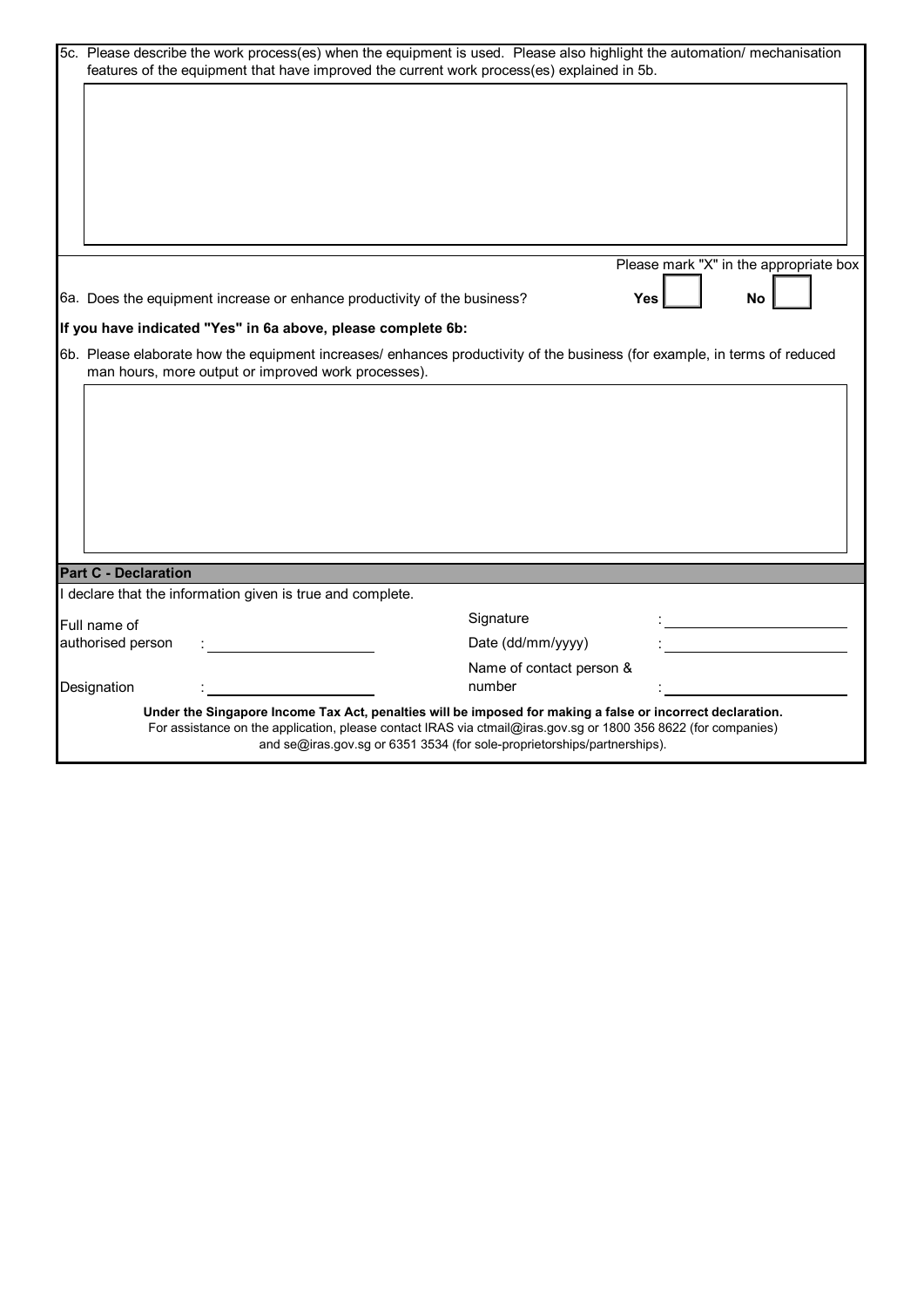5c. Please describe the work process(es) when the equipment is used. Please also highlight the automation/ mechanisation features of the equipment that have improved the current work process(es) explained in 5b.

| |
|---|
| |

Please mark "X" in the appropriate box

6a. Does the equipment increase or enhance productivity of the business? **Yes** ☐ **No** ☐

**If you have indicated "Yes" in 6a above, please complete 6b:**

6b. Please elaborate how the equipment increases/ enhances productivity of the business (for example, in terms of reduced man hours, more output or improved work processes).

| |
|---|
| |

## Part C - Declaration

I declare that the information given is true and complete.

| | | | |
|---|---|---|---|
| Full name of authorised person | : ______________ | Signature | : ______________ |
| | | Date (dd/mm/yyyy) | : ______________ |
| Designation | : ______________ | Name of contact person & number | : ______________ |

**Under the Singapore Income Tax Act, penalties will be imposed for making a false or incorrect declaration.**

For assistance on the application, please contact IRAS via ctmail@iras.gov.sg or 1800 356 8622 (for companies) and se@iras.gov.sg or 6351 3534 (for sole-proprietorships/partnerships).